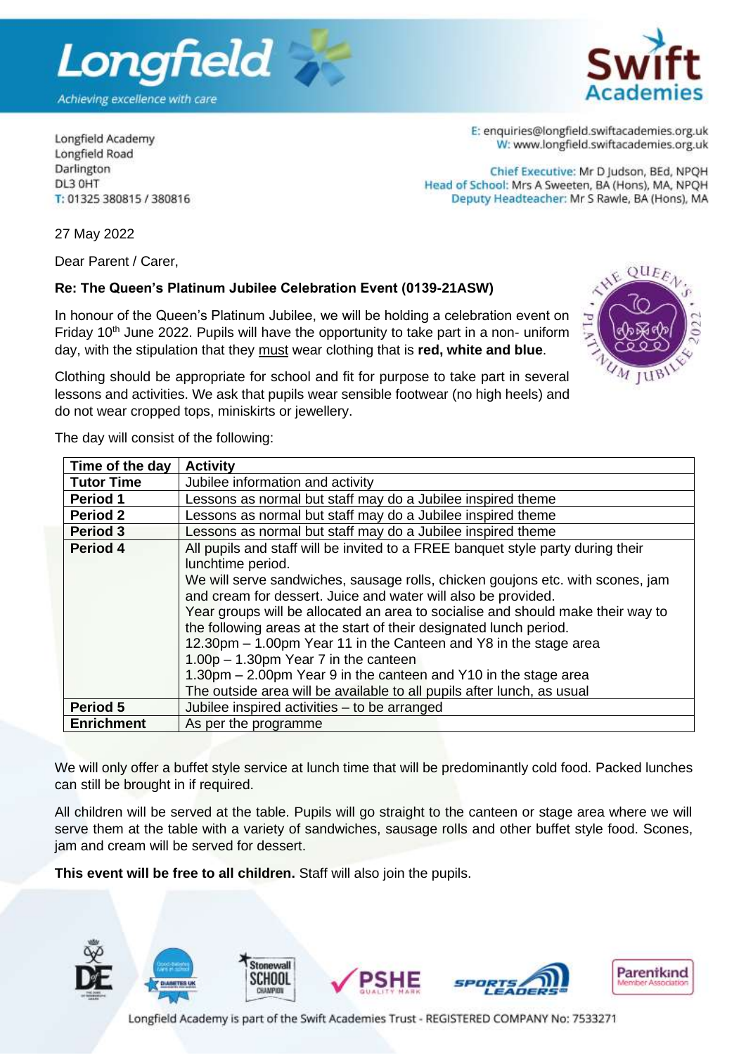Longfield Academy
Longfield Road
Darlington
DL3 0HT
T: 01325 380815 / 380816

E: enquiries@longfield.swiftacademies.org.uk
W: www.longfield.swiftacademies.org.uk

Chief Executive: Mr D Judson, BEd, NPQH
Head of School: Mrs A Sweeten, BA (Hons), MA, NPQH
Deputy Headteacher: Mr S Rawle, BA (Hons), MA

27 May 2022

Dear Parent / Carer,

**Re: The Queen's Platinum Jubilee Celebration Event (0139-21ASW)**

In honour of the Queen's Platinum Jubilee, we will be holding a celebration event on Friday 10th June 2022. Pupils will have the opportunity to take part in a non- uniform day, with the stipulation that they must wear clothing that is **red, white and blue**.

Clothing should be appropriate for school and fit for purpose to take part in several lessons and activities. We ask that pupils wear sensible footwear (no high heels) and do not wear cropped tops, miniskirts or jewellery.

The day will consist of the following:

| Time of the day | Activity |
| --- | --- |
| **Tutor Time** | Jubilee information and activity |
| **Period 1** | Lessons as normal but staff may do a Jubilee inspired theme |
| **Period 2** | Lessons as normal but staff may do a Jubilee inspired theme |
| **Period 3** | Lessons as normal but staff may do a Jubilee inspired theme |
| **Period 4** | All pupils and staff will be invited to a FREE banquet style party during their lunchtime period. We will serve sandwiches, sausage rolls, chicken goujons etc. with scones, jam and cream for dessert. Juice and water will also be provided. Year groups will be allocated an area to socialise and should make their way to the following areas at the start of their designated lunch period. 12.30pm – 1.00pm Year 11 in the Canteen and Y8 in the stage area 1.00p – 1.30pm Year 7 in the canteen 1.30pm – 2.00pm Year 9 in the canteen and Y10 in the stage area The outside area will be available to all pupils after lunch, as usual |
| **Period 5** | Jubilee inspired activities – to be arranged |
| **Enrichment** | As per the programme |

We will only offer a buffet style service at lunch time that will be predominantly cold food. Packed lunches can still be brought in if required.

All children will be served at the table. Pupils will go straight to the canteen or stage area where we will serve them at the table with a variety of sandwiches, sausage rolls and other buffet style food. Scones, jam and cream will be served for dessert.

**This event will be free to all children.** Staff will also join the pupils.

Longfield Academy is part of the Swift Academies Trust - REGISTERED COMPANY No: 7533271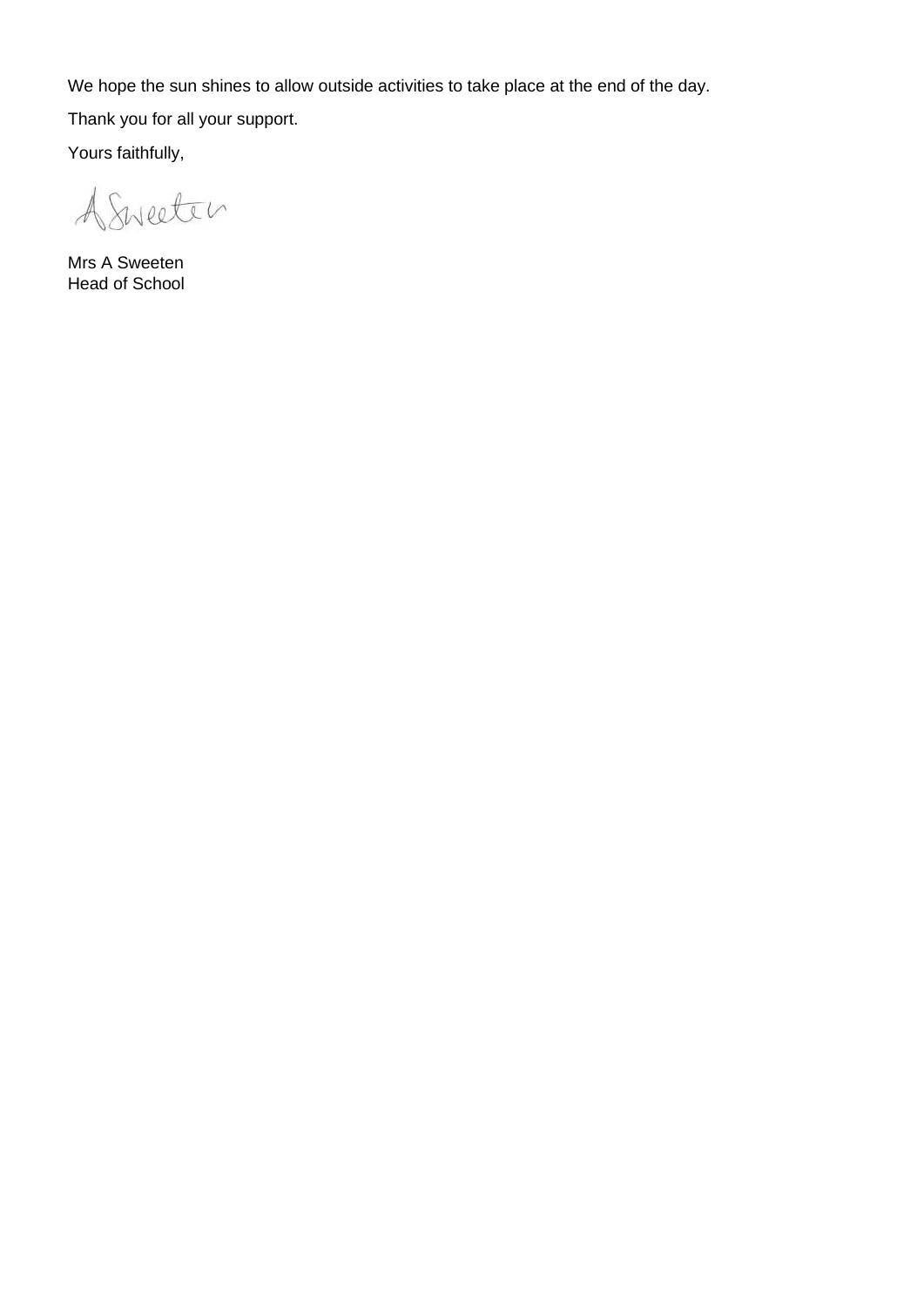We hope the sun shines to allow outside activities to take place at the end of the day.

Thank you for all your support.

Yours faithfully,

Mrs A Sweeten
Head of School